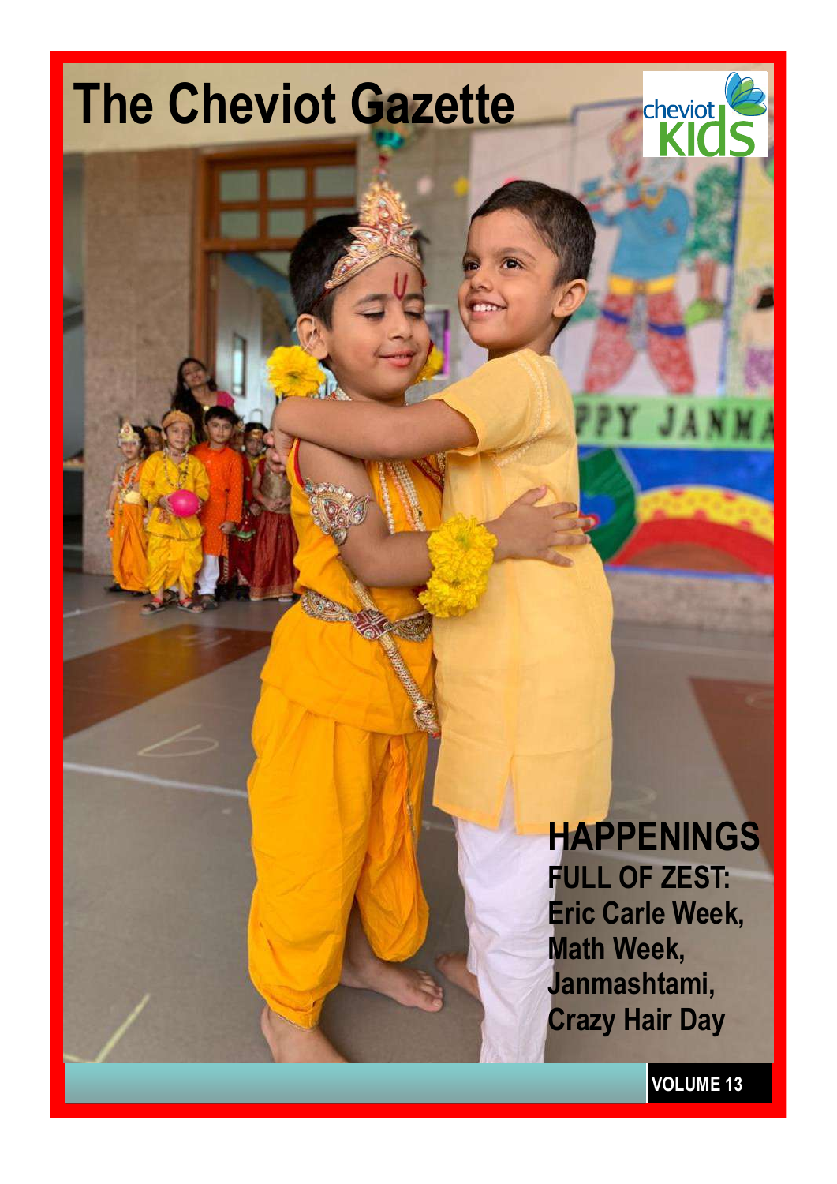# The Cheviot Gazette

cheviot KIDS

## HAPPENINGS

**FULL OF ZEST:**
**Eric Carle Week,**
**Math Week,**
**Janmashtami,**
**Crazy Hair Day**

**VOLUME 13**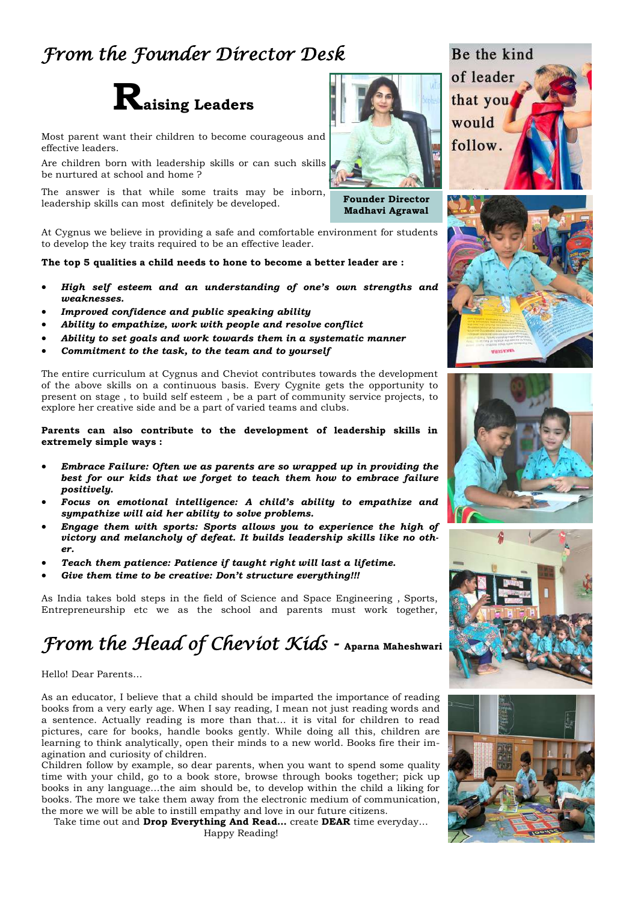# From the Founder Director Desk

## Raising Leaders

Most parent want their children to become courageous and effective leaders.

Are children born with leadership skills or can such skills be nurtured at school and home ?

The answer is that while some traits may be inborn, leadership skills can most definitely be developed.

**Founder Director Madhavi Agrawal**

At Cygnus we believe in providing a safe and comfortable environment for students to develop the key traits required to be an effective leader.

**The top 5 qualities a child needs to hone to become a better leader are :**

- ***High self esteem and an understanding of one's own strengths and weaknesses.***
- ***Improved confidence and public speaking ability***
- ***Ability to empathize, work with people and resolve conflict***
- ***Ability to set goals and work towards them in a systematic manner***
- ***Commitment to the task, to the team and to yourself***

The entire curriculum at Cygnus and Cheviot contributes towards the development of the above skills on a continuous basis. Every Cygnite gets the opportunity to present on stage , to build self esteem , be a part of community service projects, to explore her creative side and be a part of varied teams and clubs.

**Parents can also contribute to the development of leadership skills in extremely simple ways :**

- ***Embrace Failure: Often we as parents are so wrapped up in providing the best for our kids that we forget to teach them how to embrace failure positively.***
- ***Focus on emotional intelligence: A child's ability to empathize and sympathize will aid her ability to solve problems.***
- ***Engage them with sports: Sports allows you to experience the high of victory and melancholy of defeat. It builds leadership skills like no other.***
- ***Teach them patience: Patience if taught right will last a lifetime.***
- ***Give them time to be creative: Don't structure everything!!!***

As India takes bold steps in the field of Science and Space Engineering , Sports, Entrepreneurship etc we as the school and parents must work together,

# From the Head of Cheviot Kids - Aparna Maheshwari

Hello! Dear Parents…

As an educator, I believe that a child should be imparted the importance of reading books from a very early age. When I say reading, I mean not just reading words and a sentence. Actually reading is more than that... it is vital for children to read pictures, care for books, handle books gently. While doing all this, children are learning to think analytically, open their minds to a new world. Books fire their imagination and curiosity of children.

Children follow by example, so dear parents, when you want to spend some quality time with your child, go to a book store, browse through books together; pick up books in any language...the aim should be, to develop within the child a liking for books. The more we take them away from the electronic medium of communication, the more we will be able to instill empathy and love in our future citizens.

Take time out and **Drop Everything And Read…** create **DEAR** time everyday…

Happy Reading!

Be the kind of leader that you would follow.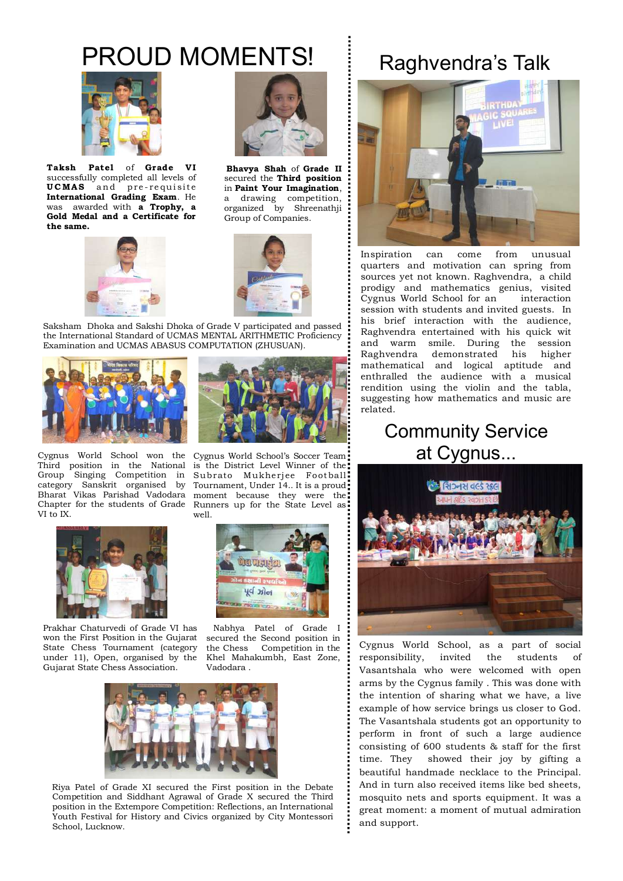# PROUD MOMENTS!

**Taksh Patel** of **Grade VI** successfully completed all levels of **UCMAS** and pre-requisite **International Grading Exam**. He was awarded with **a Trophy, a Gold Medal and a Certificate for the same.**

**Bhavya Shah** of **Grade II** secured the **Third position** in **Paint Your Imagination**, a drawing competition, organized by Shreenathji Group of Companies.

Saksham Dhoka and Sakshi Dhoka of Grade V participated and passed the International Standard of UCMAS MENTAL ARITHMETIC Proficiency Examination and UCMAS ABASUS COMPUTATION (ZHUSUAN).

Cygnus World School won the Third position in the National Group Singing Competition in category Sanskrit organised by Bharat Vikas Parishad Vadodara Chapter for the students of Grade VI to IX.

Cygnus World School's Soccer Team is the District Level Winner of the Subrato Mukherjee Football Tournament, Under 14.. It is a proud moment because they were the Runners up for the State Level as well.

Prakhar Chaturvedi of Grade VI has won the First Position in the Gujarat State Chess Tournament (category under 11), Open, organised by the Gujarat State Chess Association.

Nabhya Patel of Grade I secured the Second position in the Chess Competition in the Khel Mahakumbh, East Zone, Vadodara .

Riya Patel of Grade XI secured the First position in the Debate Competition and Siddhant Agrawal of Grade X secured the Third position in the Extempore Competition: Reflections, an International Youth Festival for History and Civics organized by City Montessori School, Lucknow.

# Raghvendra's Talk

Inspiration can come from unusual quarters and motivation can spring from sources yet not known. Raghvendra, a child prodigy and mathematics genius, visited Cygnus World School for an interaction session with students and invited guests. In his brief interaction with the audience, Raghvendra entertained with his quick wit and warm smile. During the session Raghvendra demonstrated his higher mathematical and logical aptitude and enthralled the audience with a musical rendition using the violin and the tabla, suggesting how mathematics and music are related.

# Community Service at Cygnus...

Cygnus World School, as a part of social responsibility, invited the students of Vasantshala who were welcomed with open arms by the Cygnus family . This was done with the intention of sharing what we have, a live example of how service brings us closer to God. The Vasantshala students got an opportunity to perform in front of such a large audience consisting of 600 students & staff for the first time. They showed their joy by gifting a beautiful handmade necklace to the Principal. And in turn also received items like bed sheets, mosquito nets and sports equipment. It was a great moment: a moment of mutual admiration and support.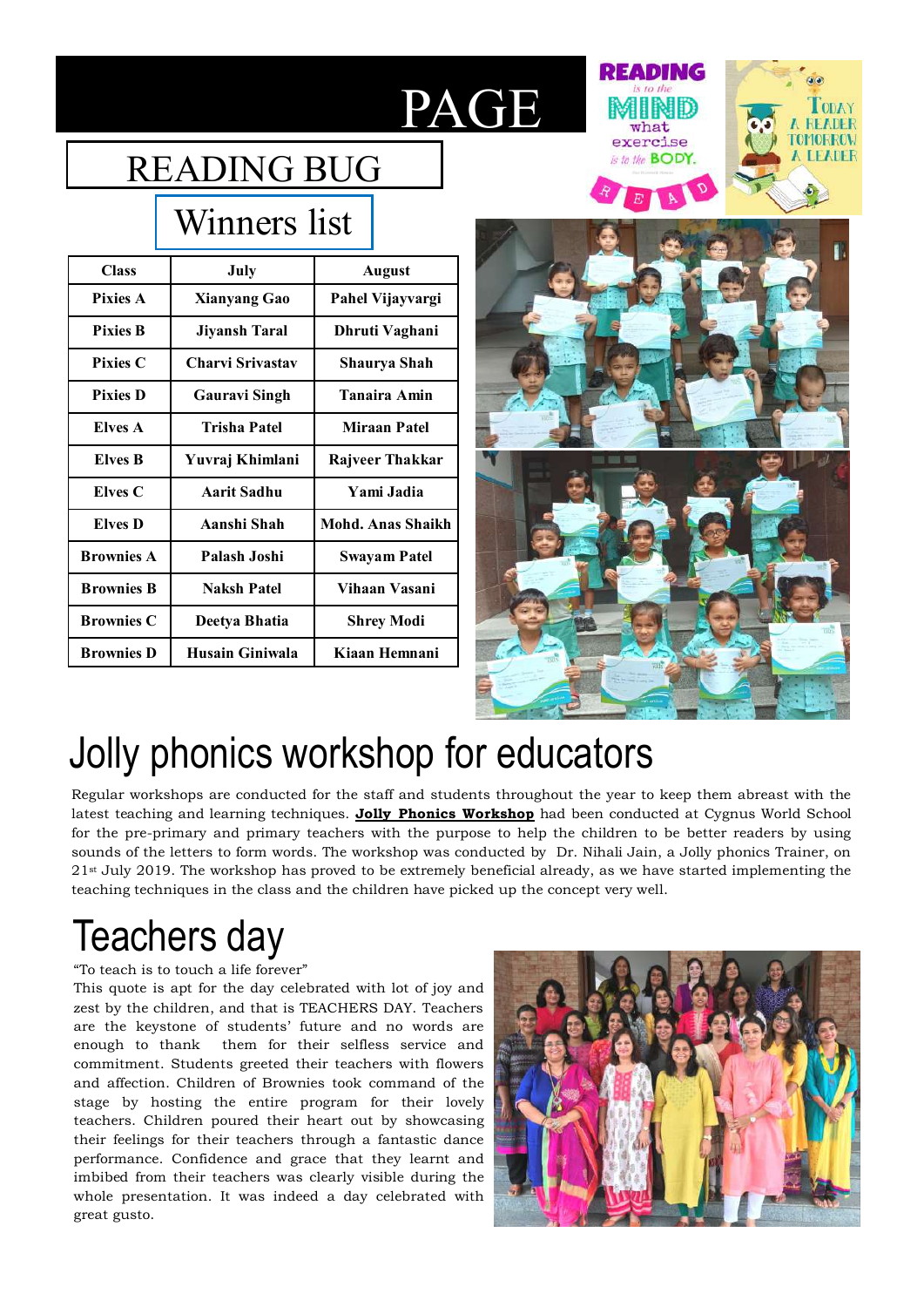# PAGE

## READING BUG

### Winners list

| Class | July | August |
|---|---|---|
| Pixies A | Xianyang Gao | Pahel Vijayvargi |
| Pixies B | Jiyansh Taral | Dhruti Vaghani |
| Pixies C | Charvi Srivastav | Shaurya Shah |
| Pixies D | Gauravi Singh | Tanaira Amin |
| Elves A | Trisha Patel | Miraan Patel |
| Elves B | Yuvraj Khimlani | Rajveer Thakkar |
| Elves C | Aarit Sadhu | Yami Jadia |
| Elves D | Aanshi Shah | Mohd. Anas Shaikh |
| Brownies A | Palash Joshi | Swayam Patel |
| Brownies B | Naksh Patel | Vihaan Vasani |
| Brownies C | Deetya Bhatia | Shrey Modi |
| Brownies D | Husain Giniwala | Kiaan Hemnani |

# Jolly phonics workshop for educators

Regular workshops are conducted for the staff and students throughout the year to keep them abreast with the latest teaching and learning techniques. **Jolly Phonics Workshop** had been conducted at Cygnus World School for the pre-primary and primary teachers with the purpose to help the children to be better readers by using sounds of the letters to form words. The workshop was conducted by Dr. Nihali Jain, a Jolly phonics Trainer, on 21st July 2019. The workshop has proved to be extremely beneficial already, as we have started implementing the teaching techniques in the class and the children have picked up the concept very well.

# Teachers day

"To teach is to touch a life forever"

This quote is apt for the day celebrated with lot of joy and zest by the children, and that is TEACHERS DAY. Teachers are the keystone of students' future and no words are enough to thank them for their selfless service and commitment. Students greeted their teachers with flowers and affection. Children of Brownies took command of the stage by hosting the entire program for their lovely teachers. Children poured their heart out by showcasing their feelings for their teachers through a fantastic dance performance. Confidence and grace that they learnt and imbibed from their teachers was clearly visible during the whole presentation. It was indeed a day celebrated with great gusto.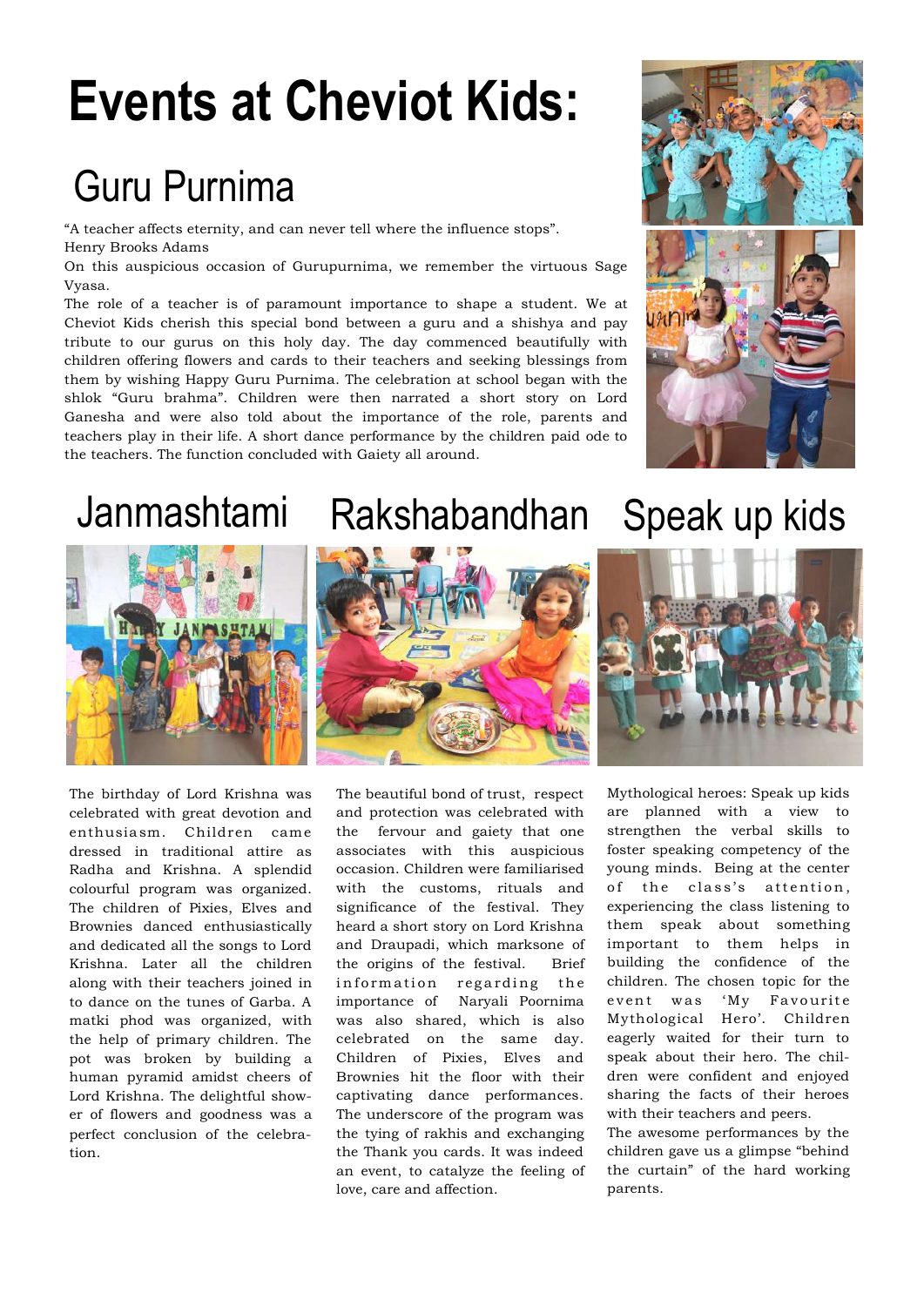# Events at Cheviot Kids:

## Guru Purnima

"A teacher affects eternity, and can never tell where the influence stops".
Henry Brooks Adams

On this auspicious occasion of Gurupurnima, we remember the virtuous Sage Vyasa.

The role of a teacher is of paramount importance to shape a student. We at Cheviot Kids cherish this special bond between a guru and a shishya and pay tribute to our gurus on this holy day. The day commenced beautifully with children offering flowers and cards to their teachers and seeking blessings from them by wishing Happy Guru Purnima. The celebration at school began with the shlok "Guru brahma". Children were then narrated a short story on Lord Ganesha and were also told about the importance of the role, parents and teachers play in their life. A short dance performance by the children paid ode to the teachers. The function concluded with Gaiety all around.

## Janmashtami

The birthday of Lord Krishna was celebrated with great devotion and enthusiasm. Children came dressed in traditional attire as Radha and Krishna. A splendid colourful program was organized. The children of Pixies, Elves and Brownies danced enthusiastically and dedicated all the songs to Lord Krishna. Later all the children along with their teachers joined in to dance on the tunes of Garba. A matki phod was organized, with the help of primary children. The pot was broken by building a human pyramid amidst cheers of Lord Krishna. The delightful shower of flowers and goodness was a perfect conclusion of the celebration.

## Rakshabandhan

The beautiful bond of trust, respect and protection was celebrated with the fervour and gaiety that one associates with this auspicious occasion. Children were familiarised with the customs, rituals and significance of the festival. They heard a short story on Lord Krishna and Draupadi, which marksone of the origins of the festival. Brief information regarding the importance of Naryali Poornima was also shared, which is also celebrated on the same day. Children of Pixies, Elves and Brownies hit the floor with their captivating dance performances. The underscore of the program was the tying of rakhis and exchanging the Thank you cards. It was indeed an event, to catalyze the feeling of love, care and affection.

## Speak up kids

Mythological heroes: Speak up kids are planned with a view to strengthen the verbal skills to foster speaking competency of the young minds. Being at the center of the class's attention, experiencing the class listening to them speak about something important to them helps in building the confidence of the children. The chosen topic for the event was 'My Favourite Mythological Hero'. Children eagerly waited for their turn to speak about their hero. The children were confident and enjoyed sharing the facts of their heroes with their teachers and peers.

The awesome performances by the children gave us a glimpse "behind the curtain" of the hard working parents.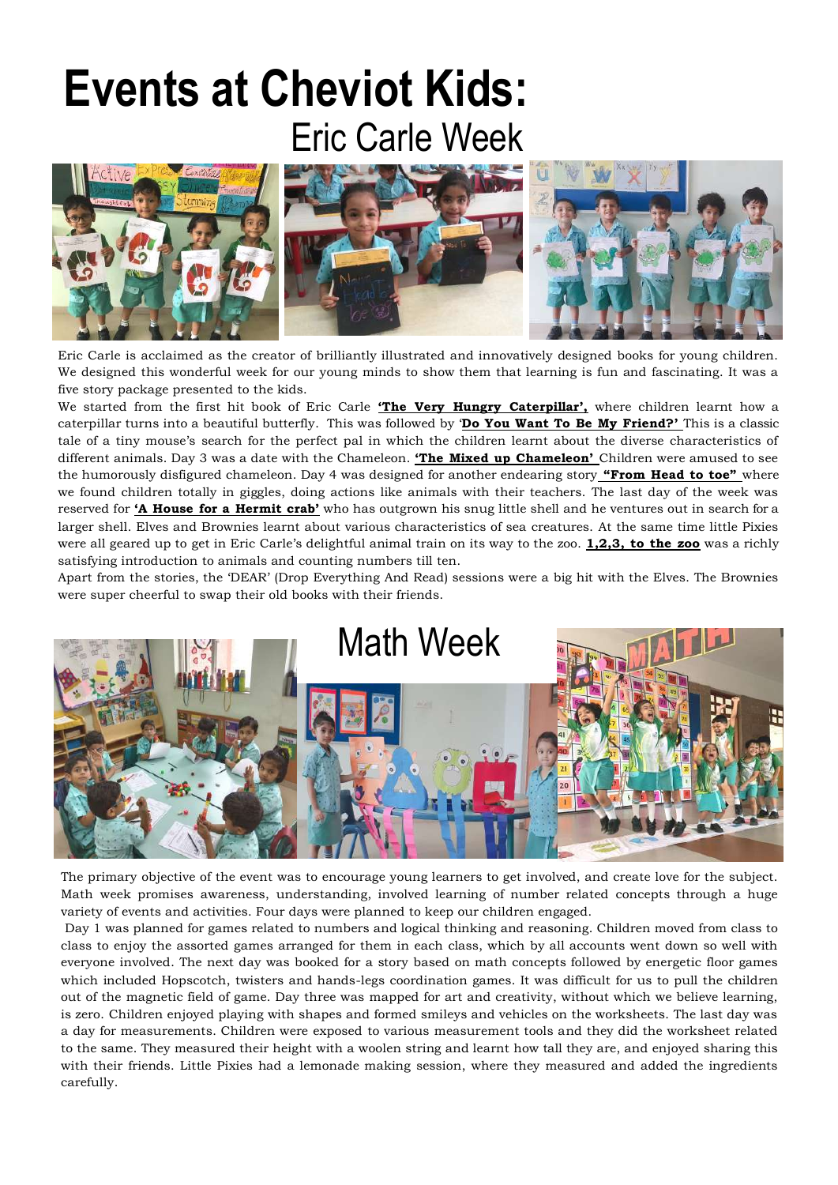# Events at Cheviot Kids:

## Eric Carle Week

Eric Carle is acclaimed as the creator of brilliantly illustrated and innovatively designed books for young children. We designed this wonderful week for our young minds to show them that learning is fun and fascinating. It was a five story package presented to the kids.

We started from the first hit book of Eric Carle **'The Very Hungry Caterpillar',** where children learnt how a caterpillar turns into a beautiful butterfly. This was followed by '**Do You Want To Be My Friend?'** This is a classic tale of a tiny mouse's search for the perfect pal in which the children learnt about the diverse characteristics of different animals. Day 3 was a date with the Chameleon. **'The Mixed up Chameleon'** Children were amused to see the humorously disfigured chameleon. Day 4 was designed for another endearing story **"From Head to toe"** where we found children totally in giggles, doing actions like animals with their teachers. The last day of the week was reserved for **'A House for a Hermit crab'** who has outgrown his snug little shell and he ventures out in search for a larger shell. Elves and Brownies learnt about various characteristics of sea creatures. At the same time little Pixies were all geared up to get in Eric Carle's delightful animal train on its way to the zoo. **1,2,3, to the zoo** was a richly satisfying introduction to animals and counting numbers till ten.

Apart from the stories, the 'DEAR' (Drop Everything And Read) sessions were a big hit with the Elves. The Brownies were super cheerful to swap their old books with their friends.

## Math Week

The primary objective of the event was to encourage young learners to get involved, and create love for the subject. Math week promises awareness, understanding, involved learning of number related concepts through a huge variety of events and activities. Four days were planned to keep our children engaged.

Day 1 was planned for games related to numbers and logical thinking and reasoning. Children moved from class to class to enjoy the assorted games arranged for them in each class, which by all accounts went down so well with everyone involved. The next day was booked for a story based on math concepts followed by energetic floor games which included Hopscotch, twisters and hands-legs coordination games. It was difficult for us to pull the children out of the magnetic field of game. Day three was mapped for art and creativity, without which we believe learning, is zero. Children enjoyed playing with shapes and formed smileys and vehicles on the worksheets. The last day was a day for measurements. Children were exposed to various measurement tools and they did the worksheet related to the same. They measured their height with a woolen string and learnt how tall they are, and enjoyed sharing this with their friends. Little Pixies had a lemonade making session, where they measured and added the ingredients carefully.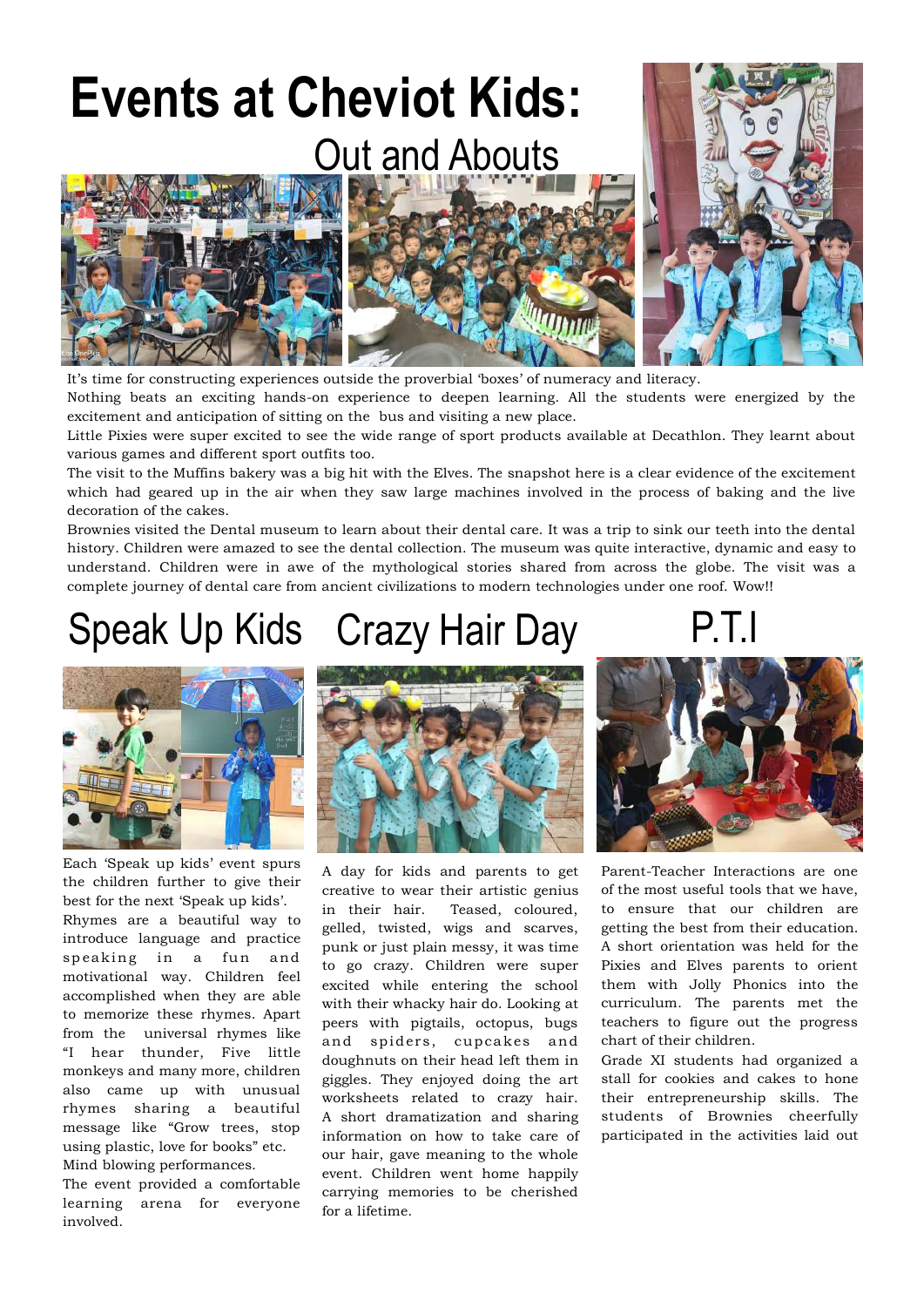# Events at Cheviot Kids:

## Out and Abouts

It's time for constructing experiences outside the proverbial 'boxes' of numeracy and literacy.

Nothing beats an exciting hands-on experience to deepen learning. All the students were energized by the excitement and anticipation of sitting on the bus and visiting a new place.

Little Pixies were super excited to see the wide range of sport products available at Decathlon. They learnt about various games and different sport outfits too.

The visit to the Muffins bakery was a big hit with the Elves. The snapshot here is a clear evidence of the excitement which had geared up in the air when they saw large machines involved in the process of baking and the live decoration of the cakes.

Brownies visited the Dental museum to learn about their dental care. It was a trip to sink our teeth into the dental history. Children were amazed to see the dental collection. The museum was quite interactive, dynamic and easy to understand. Children were in awe of the mythological stories shared from across the globe. The visit was a complete journey of dental care from ancient civilizations to modern technologies under one roof. Wow!!

## Speak Up Kids

Each 'Speak up kids' event spurs the children further to give their best for the next 'Speak up kids'.

Rhymes are a beautiful way to introduce language and practice speaking in a fun and motivational way. Children feel accomplished when they are able to memorize these rhymes. Apart from the universal rhymes like "I hear thunder, Five little monkeys and many more, children also came up with unusual rhymes sharing a beautiful message like "Grow trees, stop using plastic, love for books" etc. Mind blowing performances.

The event provided a comfortable learning arena for everyone involved.

## Crazy Hair Day

A day for kids and parents to get creative to wear their artistic genius in their hair. Teased, coloured, gelled, twisted, wigs and scarves, punk or just plain messy, it was time to go crazy. Children were super excited while entering the school with their whacky hair do. Looking at peers with pigtails, octopus, bugs and spiders, cupcakes and doughnuts on their head left them in giggles. They enjoyed doing the art worksheets related to crazy hair. A short dramatization and sharing information on how to take care of our hair, gave meaning to the whole event. Children went home happily carrying memories to be cherished for a lifetime.

## P.T.I

Parent-Teacher Interactions are one of the most useful tools that we have, to ensure that our children are getting the best from their education. A short orientation was held for the Pixies and Elves parents to orient them with Jolly Phonics into the curriculum. The parents met the teachers to figure out the progress chart of their children.

Grade XI students had organized a stall for cookies and cakes to hone their entrepreneurship skills. The students of Brownies cheerfully participated in the activities laid out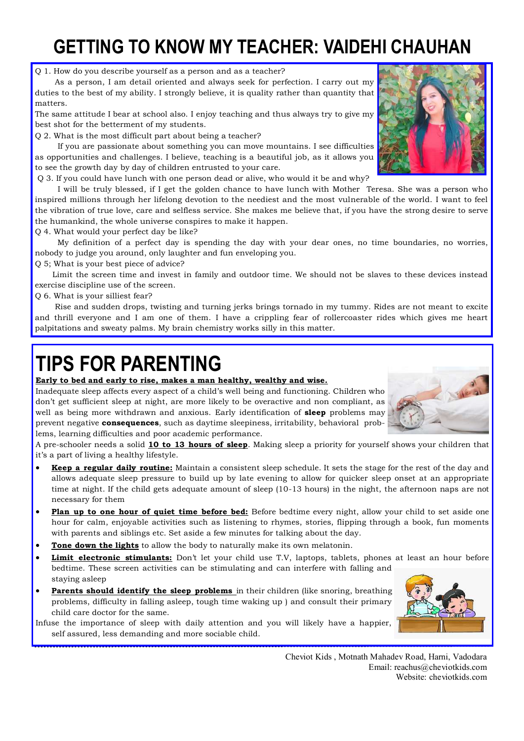# GETTING TO KNOW MY TEACHER: VAIDEHI CHAUHAN

Q 1. How do you describe yourself as a person and as a teacher?

As a person, I am detail oriented and always seek for perfection. I carry out my duties to the best of my ability. I strongly believe, it is quality rather than quantity that matters.

The same attitude I bear at school also. I enjoy teaching and thus always try to give my best shot for the betterment of my students.

Q 2. What is the most difficult part about being a teacher?

If you are passionate about something you can move mountains. I see difficulties as opportunities and challenges. I believe, teaching is a beautiful job, as it allows you to see the growth day by day of children entrusted to your care.

Q 3. If you could have lunch with one person dead or alive, who would it be and why?

I will be truly blessed, if I get the golden chance to have lunch with Mother Teresa. She was a person who inspired millions through her lifelong devotion to the neediest and the most vulnerable of the world. I want to feel the vibration of true love, care and selfless service. She makes me believe that, if you have the strong desire to serve the humankind, the whole universe conspires to make it happen.

Q 4. What would your perfect day be like?

My definition of a perfect day is spending the day with your dear ones, no time boundaries, no worries, nobody to judge you around, only laughter and fun enveloping you.

Q 5; What is your best piece of advice?

Limit the screen time and invest in family and outdoor time. We should not be slaves to these devices instead exercise discipline use of the screen.

Q 6. What is your silliest fear?

Rise and sudden drops, twisting and turning jerks brings tornado in my tummy. Rides are not meant to excite and thrill everyone and I am one of them. I have a crippling fear of rollercoaster rides which gives me heart palpitations and sweaty palms. My brain chemistry works silly in this matter.

# TIPS FOR PARENTING

**Early to bed and early to rise, makes a man healthy, wealthy and wise.**

Inadequate sleep affects every aspect of a child's well being and functioning. Children who don't get sufficient sleep at night, are more likely to be overactive and non compliant, as well as being more withdrawn and anxious. Early identification of **sleep** problems may prevent negative **consequences**, such as daytime sleepiness, irritability, behavioral problems, learning difficulties and poor academic performance.

A pre-schooler needs a solid **10 to 13 hours of sleep**. Making sleep a priority for yourself shows your children that it's a part of living a healthy lifestyle.

- **Keep a regular daily routine:** Maintain a consistent sleep schedule. It sets the stage for the rest of the day and allows adequate sleep pressure to build up by late evening to allow for quicker sleep onset at an appropriate time at night. If the child gets adequate amount of sleep (10-13 hours) in the night, the afternoon naps are not necessary for them
- **Plan up to one hour of quiet time before bed:** Before bedtime every night, allow your child to set aside one hour for calm, enjoyable activities such as listening to rhymes, stories, flipping through a book, fun moments with parents and siblings etc. Set aside a few minutes for talking about the day.
- **Tone down the lights** to allow the body to naturally make its own melatonin.
- **Limit electronic stimulants:** Don't let your child use T.V, laptops, tablets, phones at least an hour before bedtime. These screen activities can be stimulating and can interfere with falling and staying asleep
- **Parents should identify the sleep problems** in their children (like snoring, breathing problems, difficulty in falling asleep, tough time waking up ) and consult their primary child care doctor for the same.

Infuse the importance of sleep with daily attention and you will likely have a happier, self assured, less demanding and more sociable child.

Cheviot Kids , Motnath Mahadev Road, Harni, Vadodara
Email: reachus@cheviotkids.com
Website: cheviotkids.com